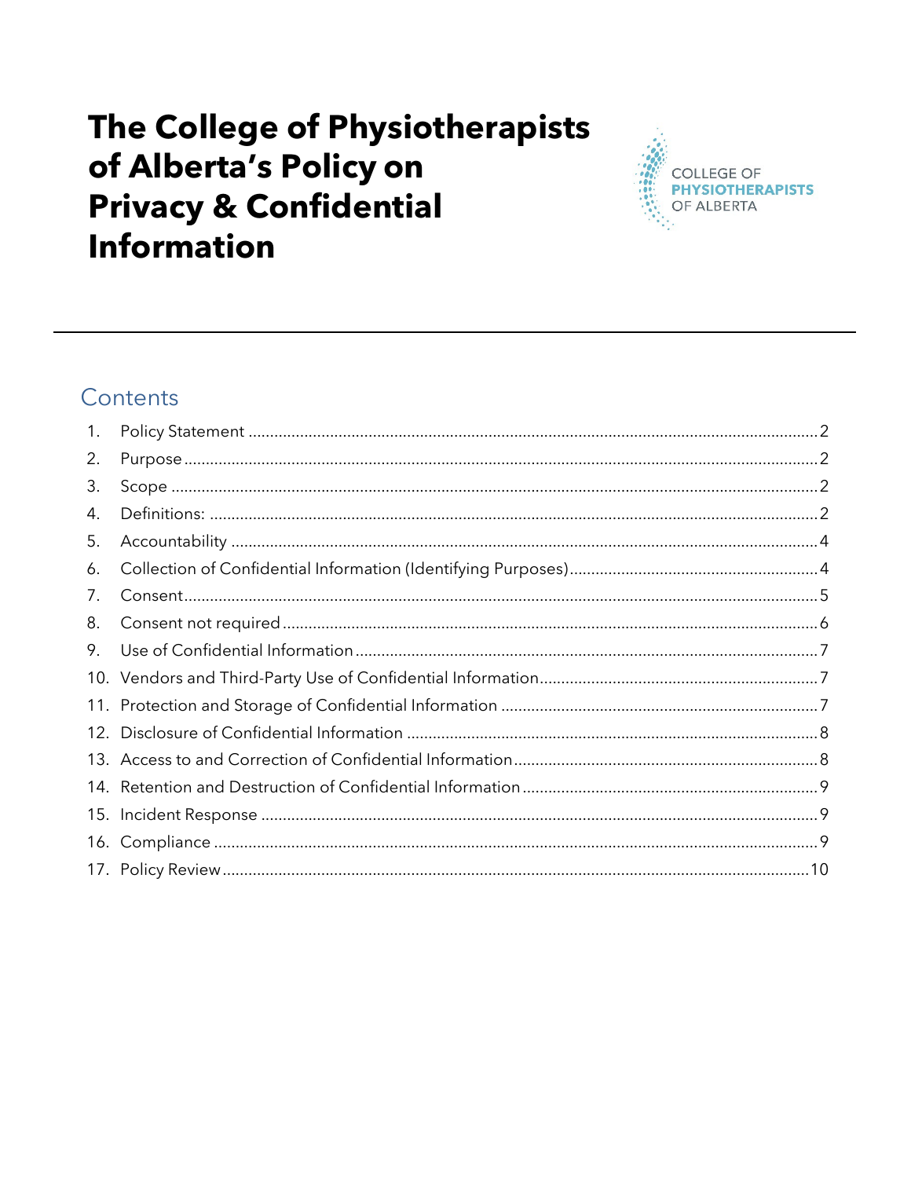# The College of Physiotherapists of Alberta's Policy on Privacy & Confidential Information

## Contents

1. Policy Statement ....................................................................................................................2
2. Purpose ....................................................................................................................2
3. Scope ....................................................................................................................2
4. Definitions: ....................................................................................................................2
5. Accountability ....................................................................................................................4
6. Collection of Confidential Information (Identifying Purposes) ....................................................4
7. Consent ....................................................................................................................5
8. Consent not required ....................................................................................................................6
9. Use of Confidential Information ....................................................................................................7
10. Vendors and Third-Party Use of Confidential Information ....................................................7
11. Protection and Storage of Confidential Information ....................................................7
12. Disclosure of Confidential Information ....................................................................................8
13. Access to and Correction of Confidential Information ....................................................8
14. Retention and Destruction of Confidential Information ....................................................9
15. Incident Response ....................................................................................................................9
16. Compliance ....................................................................................................................9
17. Policy Review ....................................................................................................................10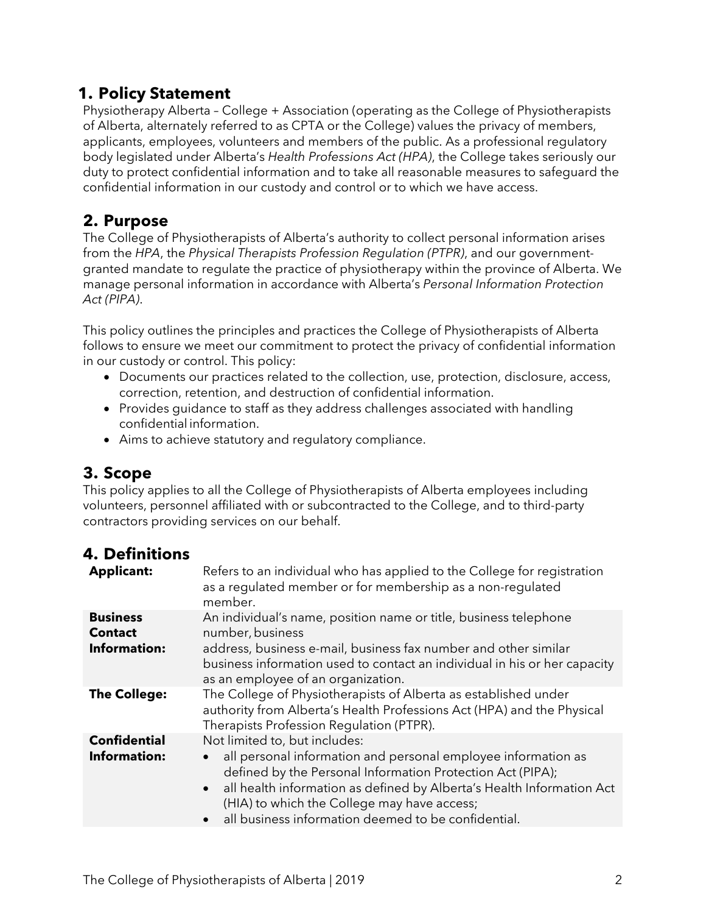## 1. Policy Statement

Physiotherapy Alberta – College + Association (operating as the College of Physiotherapists of Alberta, alternately referred to as CPTA or the College) values the privacy of members, applicants, employees, volunteers and members of the public. As a professional regulatory body legislated under Alberta's *Health Professions Act (HPA)*, the College takes seriously our duty to protect confidential information and to take all reasonable measures to safeguard the confidential information in our custody and control or to which we have access.

## 2. Purpose

The College of Physiotherapists of Alberta's authority to collect personal information arises from the *HPA*, the *Physical Therapists Profession Regulation (PTPR)*, and our government-granted mandate to regulate the practice of physiotherapy within the province of Alberta. We manage personal information in accordance with Alberta's *Personal Information Protection Act (PIPA)*.

This policy outlines the principles and practices the College of Physiotherapists of Alberta follows to ensure we meet our commitment to protect the privacy of confidential information in our custody or control. This policy:

- Documents our practices related to the collection, use, protection, disclosure, access, correction, retention, and destruction of confidential information.
- Provides guidance to staff as they address challenges associated with handling confidential information.
- Aims to achieve statutory and regulatory compliance.

## 3. Scope

This policy applies to all the College of Physiotherapists of Alberta employees including volunteers, personnel affiliated with or subcontracted to the College, and to third-party contractors providing services on our behalf.

## 4. Definitions

| | |
|---|---|
| **Applicant:** | Refers to an individual who has applied to the College for registration as a regulated member or for membership as a non-regulated member. |
| **Business Contact Information:** | An individual's name, position name or title, business telephone number, business address, business e-mail, business fax number and other similar business information used to contact an individual in his or her capacity as an employee of an organization. |
| **The College:** | The College of Physiotherapists of Alberta as established under authority from Alberta's Health Professions Act (HPA) and the Physical Therapists Profession Regulation (PTPR). |
| **Confidential Information:** | Not limited to, but includes:<br>• all personal information and personal employee information as defined by the Personal Information Protection Act (PIPA);<br>• all health information as defined by Alberta's Health Information Act (HIA) to which the College may have access;<br>• all business information deemed to be confidential. |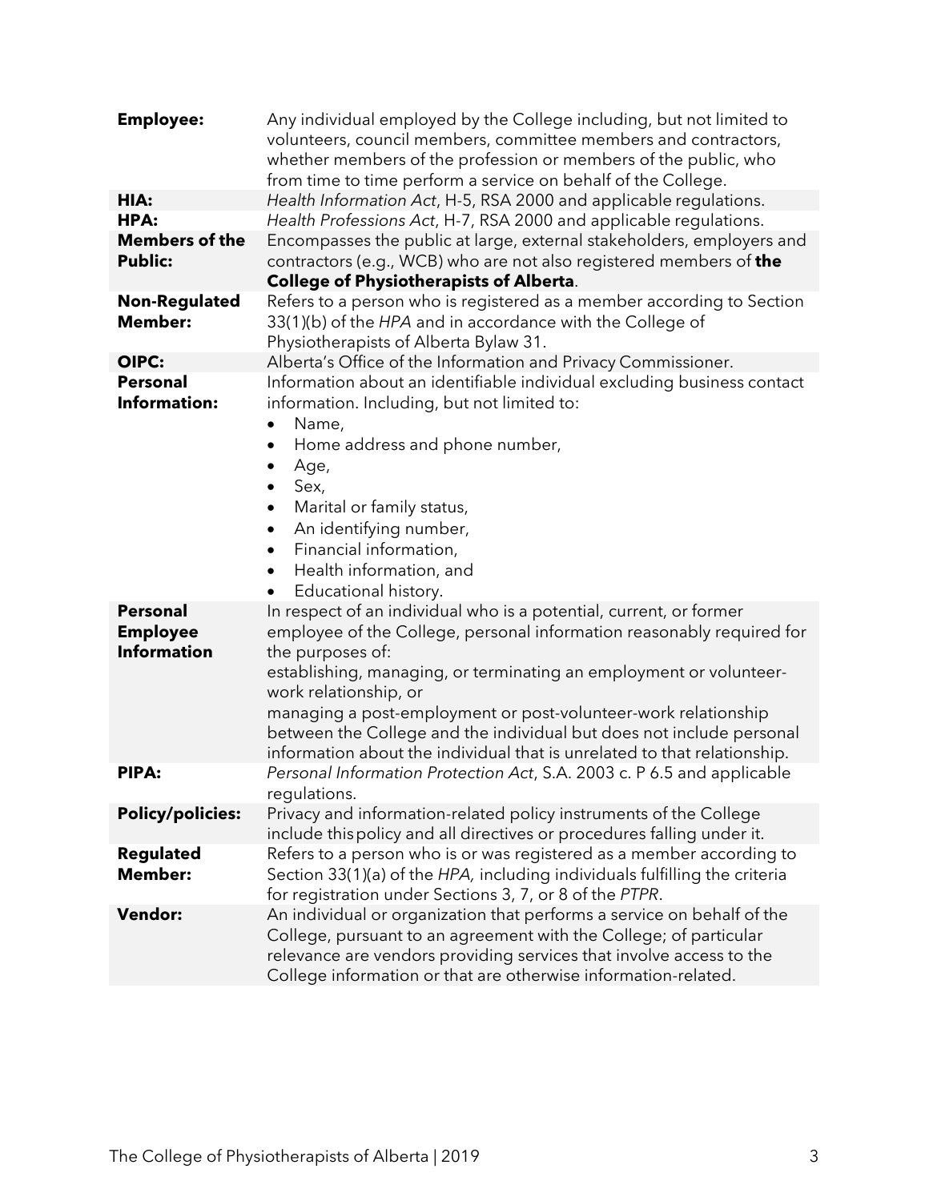| | |
|---|---|
| **Employee:** | Any individual employed by the College including, but not limited to volunteers, council members, committee members and contractors, whether members of the profession or members of the public, who from time to time perform a service on behalf of the College. |
| **HIA:** | *Health Information Act*, H-5, RSA 2000 and applicable regulations. |
| **HPA:** | *Health Professions Act*, H-7, RSA 2000 and applicable regulations. |
| **Members of the Public:** | Encompasses the public at large, external stakeholders, employers and contractors (e.g., WCB) who are not also registered members of **the College of Physiotherapists of Alberta**. |
| **Non-Regulated Member:** | Refers to a person who is registered as a member according to Section 33(1)(b) of the *HPA* and in accordance with the College of Physiotherapists of Alberta Bylaw 31. |
| **OIPC:** | Alberta's Office of the Information and Privacy Commissioner. |
| **Personal Information:** | Information about an identifiable individual excluding business contact information. Including, but not limited to:<br>• Name,<br>• Home address and phone number,<br>• Age,<br>• Sex,<br>• Marital or family status,<br>• An identifying number,<br>• Financial information,<br>• Health information, and<br>• Educational history. |
| **Personal Employee Information** | In respect of an individual who is a potential, current, or former employee of the College, personal information reasonably required for the purposes of:<br>establishing, managing, or terminating an employment or volunteer-work relationship, or<br>managing a post-employment or post-volunteer-work relationship between the College and the individual but does not include personal information about the individual that is unrelated to that relationship. |
| **PIPA:** | *Personal Information Protection Act*, S.A. 2003 c. P 6.5 and applicable regulations. |
| **Policy/policies:** | Privacy and information-related policy instruments of the College include this policy and all directives or procedures falling under it. |
| **Regulated Member:** | Refers to a person who is or was registered as a member according to Section 33(1)(a) of the *HPA,* including individuals fulfilling the criteria for registration under Sections 3, 7, or 8 of the *PTPR*. |
| **Vendor:** | An individual or organization that performs a service on behalf of the College, pursuant to an agreement with the College; of particular relevance are vendors providing services that involve access to the College information or that are otherwise information-related. |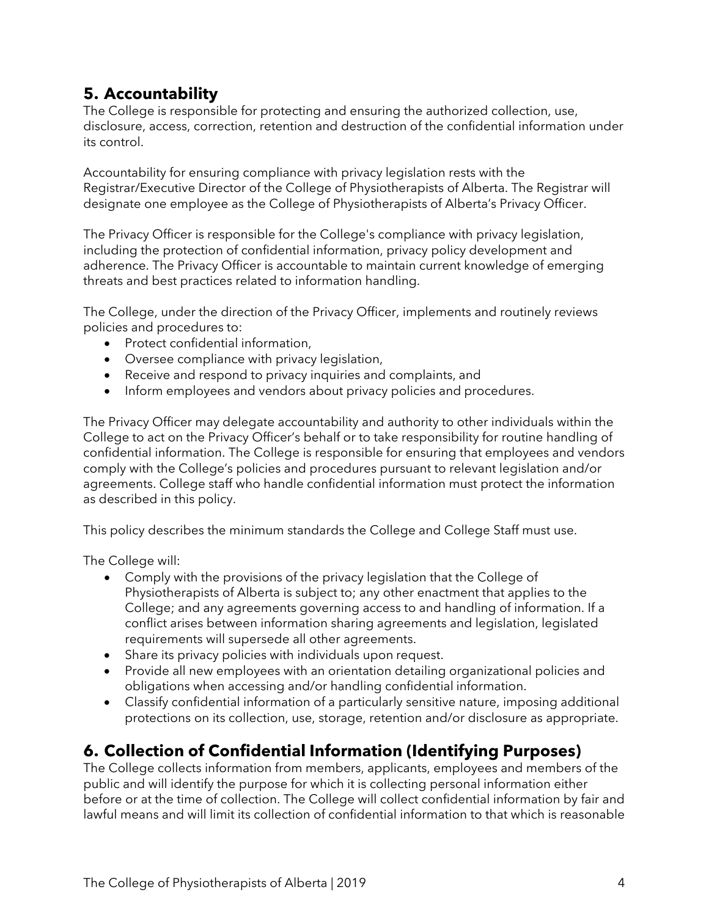## 5. Accountability

The College is responsible for protecting and ensuring the authorized collection, use, disclosure, access, correction, retention and destruction of the confidential information under its control.

Accountability for ensuring compliance with privacy legislation rests with the Registrar/Executive Director of the College of Physiotherapists of Alberta. The Registrar will designate one employee as the College of Physiotherapists of Alberta's Privacy Officer.

The Privacy Officer is responsible for the College's compliance with privacy legislation, including the protection of confidential information, privacy policy development and adherence. The Privacy Officer is accountable to maintain current knowledge of emerging threats and best practices related to information handling.

The College, under the direction of the Privacy Officer, implements and routinely reviews policies and procedures to:

- Protect confidential information,
- Oversee compliance with privacy legislation,
- Receive and respond to privacy inquiries and complaints, and
- Inform employees and vendors about privacy policies and procedures.

The Privacy Officer may delegate accountability and authority to other individuals within the College to act on the Privacy Officer's behalf or to take responsibility for routine handling of confidential information. The College is responsible for ensuring that employees and vendors comply with the College's policies and procedures pursuant to relevant legislation and/or agreements. College staff who handle confidential information must protect the information as described in this policy.

This policy describes the minimum standards the College and College Staff must use.

The College will:

- Comply with the provisions of the privacy legislation that the College of Physiotherapists of Alberta is subject to; any other enactment that applies to the College; and any agreements governing access to and handling of information. If a conflict arises between information sharing agreements and legislation, legislated requirements will supersede all other agreements.
- Share its privacy policies with individuals upon request.
- Provide all new employees with an orientation detailing organizational policies and obligations when accessing and/or handling confidential information.
- Classify confidential information of a particularly sensitive nature, imposing additional protections on its collection, use, storage, retention and/or disclosure as appropriate.

## 6. Collection of Confidential Information (Identifying Purposes)

The College collects information from members, applicants, employees and members of the public and will identify the purpose for which it is collecting personal information either before or at the time of collection. The College will collect confidential information by fair and lawful means and will limit its collection of confidential information to that which is reasonable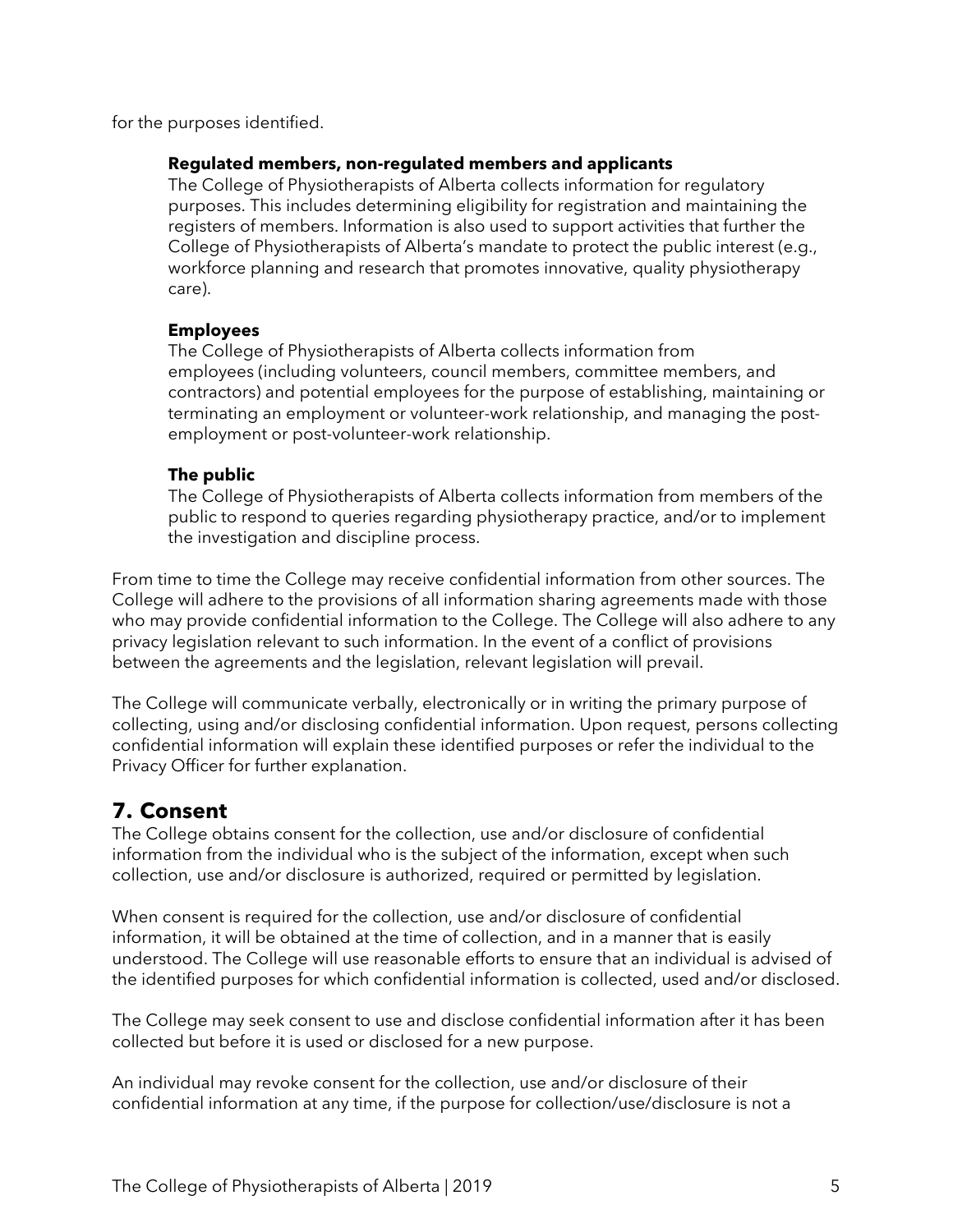for the purposes identified.

**Regulated members, non-regulated members and applicants**
The College of Physiotherapists of Alberta collects information for regulatory purposes. This includes determining eligibility for registration and maintaining the registers of members. Information is also used to support activities that further the College of Physiotherapists of Alberta's mandate to protect the public interest (e.g., workforce planning and research that promotes innovative, quality physiotherapy care).

**Employees**
The College of Physiotherapists of Alberta collects information from employees (including volunteers, council members, committee members, and contractors) and potential employees for the purpose of establishing, maintaining or terminating an employment or volunteer-work relationship, and managing the post-employment or post-volunteer-work relationship.

**The public**
The College of Physiotherapists of Alberta collects information from members of the public to respond to queries regarding physiotherapy practice, and/or to implement the investigation and discipline process.

From time to time the College may receive confidential information from other sources. The College will adhere to the provisions of all information sharing agreements made with those who may provide confidential information to the College. The College will also adhere to any privacy legislation relevant to such information. In the event of a conflict of provisions between the agreements and the legislation, relevant legislation will prevail.

The College will communicate verbally, electronically or in writing the primary purpose of collecting, using and/or disclosing confidential information. Upon request, persons collecting confidential information will explain these identified purposes or refer the individual to the Privacy Officer for further explanation.

## 7. Consent

The College obtains consent for the collection, use and/or disclosure of confidential information from the individual who is the subject of the information, except when such collection, use and/or disclosure is authorized, required or permitted by legislation.

When consent is required for the collection, use and/or disclosure of confidential information, it will be obtained at the time of collection, and in a manner that is easily understood. The College will use reasonable efforts to ensure that an individual is advised of the identified purposes for which confidential information is collected, used and/or disclosed.

The College may seek consent to use and disclose confidential information after it has been collected but before it is used or disclosed for a new purpose.

An individual may revoke consent for the collection, use and/or disclosure of their confidential information at any time, if the purpose for collection/use/disclosure is not a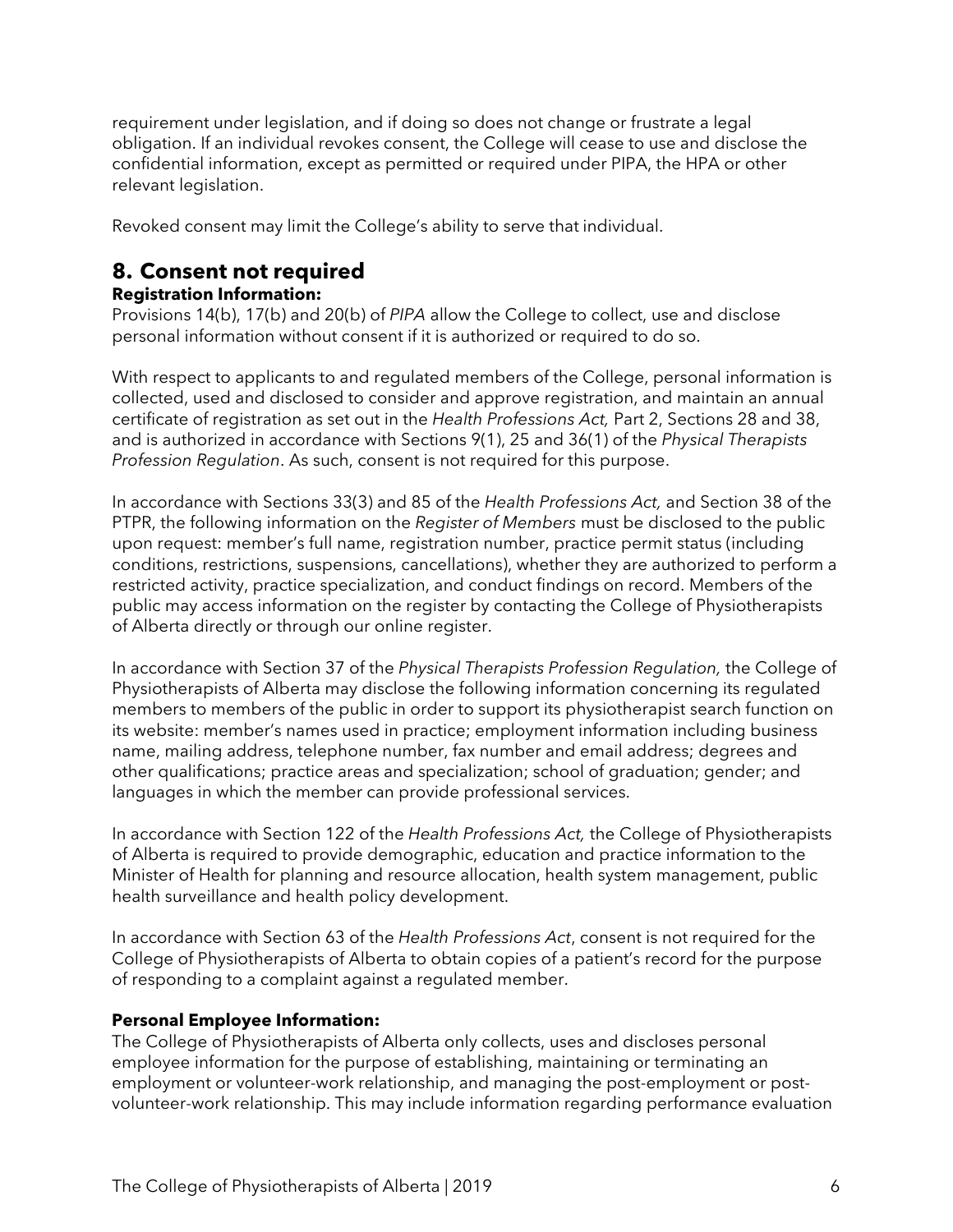requirement under legislation, and if doing so does not change or frustrate a legal obligation. If an individual revokes consent, the College will cease to use and disclose the confidential information, except as permitted or required under PIPA, the HPA or other relevant legislation.

Revoked consent may limit the College's ability to serve that individual.

## 8. Consent not required

**Registration Information:**
Provisions 14(b), 17(b) and 20(b) of *PIPA* allow the College to collect, use and disclose personal information without consent if it is authorized or required to do so.

With respect to applicants to and regulated members of the College, personal information is collected, used and disclosed to consider and approve registration, and maintain an annual certificate of registration as set out in the *Health Professions Act,* Part 2, Sections 28 and 38, and is authorized in accordance with Sections 9(1), 25 and 36(1) of the *Physical Therapists Profession Regulation*. As such, consent is not required for this purpose.

In accordance with Sections 33(3) and 85 of the *Health Professions Act,* and Section 38 of the PTPR, the following information on the *Register of Members* must be disclosed to the public upon request: member's full name, registration number, practice permit status (including conditions, restrictions, suspensions, cancellations), whether they are authorized to perform a restricted activity, practice specialization, and conduct findings on record. Members of the public may access information on the register by contacting the College of Physiotherapists of Alberta directly or through our online register.

In accordance with Section 37 of the *Physical Therapists Profession Regulation,* the College of Physiotherapists of Alberta may disclose the following information concerning its regulated members to members of the public in order to support its physiotherapist search function on its website: member's names used in practice; employment information including business name, mailing address, telephone number, fax number and email address; degrees and other qualifications; practice areas and specialization; school of graduation; gender; and languages in which the member can provide professional services.

In accordance with Section 122 of the *Health Professions Act,* the College of Physiotherapists of Alberta is required to provide demographic, education and practice information to the Minister of Health for planning and resource allocation, health system management, public health surveillance and health policy development.

In accordance with Section 63 of the *Health Professions Act*, consent is not required for the College of Physiotherapists of Alberta to obtain copies of a patient's record for the purpose of responding to a complaint against a regulated member.

**Personal Employee Information:**
The College of Physiotherapists of Alberta only collects, uses and discloses personal employee information for the purpose of establishing, maintaining or terminating an employment or volunteer-work relationship, and managing the post-employment or post-volunteer-work relationship. This may include information regarding performance evaluation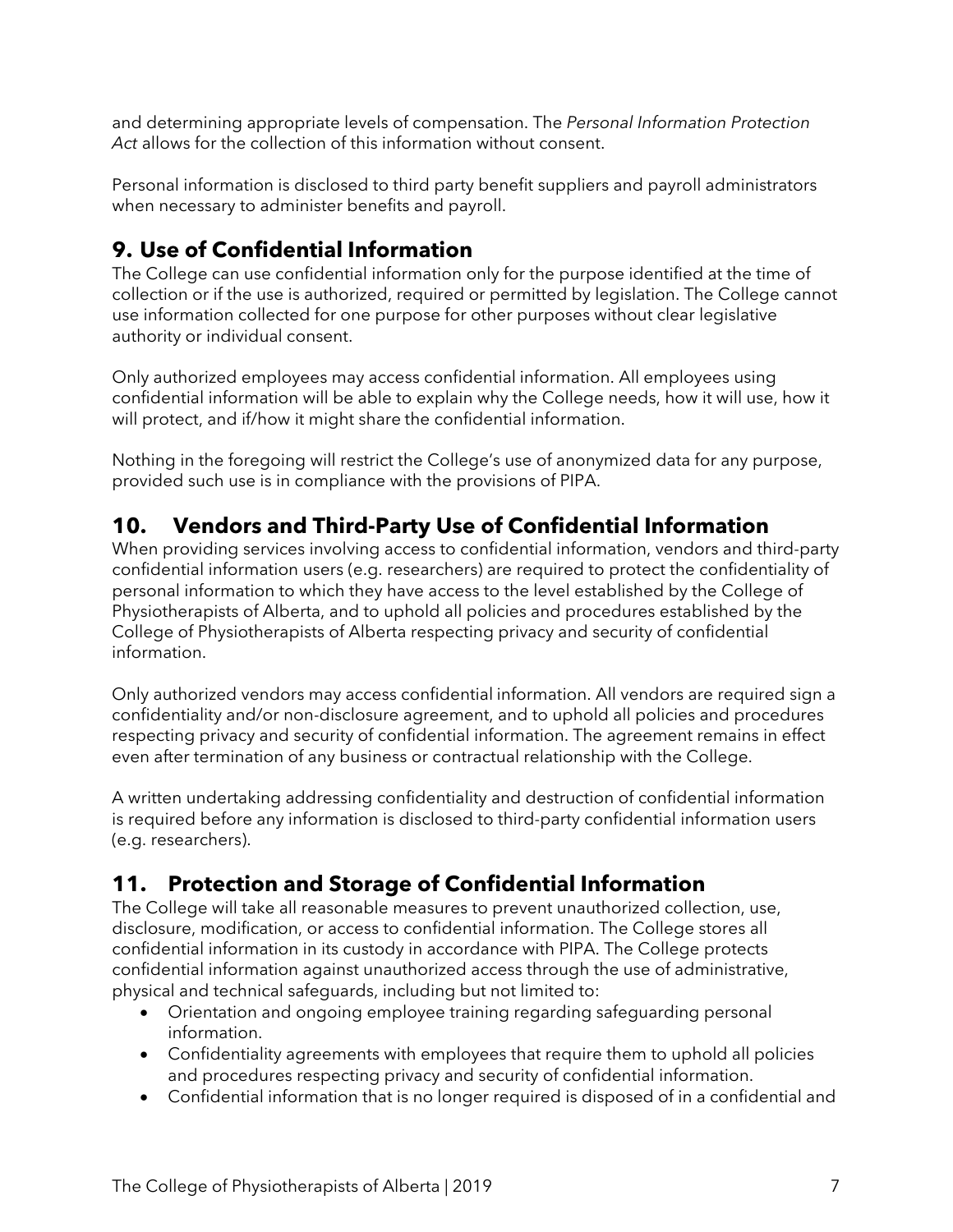and determining appropriate levels of compensation. The *Personal Information Protection Act* allows for the collection of this information without consent.

Personal information is disclosed to third party benefit suppliers and payroll administrators when necessary to administer benefits and payroll.

## 9. Use of Confidential Information

The College can use confidential information only for the purpose identified at the time of collection or if the use is authorized, required or permitted by legislation. The College cannot use information collected for one purpose for other purposes without clear legislative authority or individual consent.

Only authorized employees may access confidential information. All employees using confidential information will be able to explain why the College needs, how it will use, how it will protect, and if/how it might share the confidential information.

Nothing in the foregoing will restrict the College's use of anonymized data for any purpose, provided such use is in compliance with the provisions of PIPA.

## 10. Vendors and Third-Party Use of Confidential Information

When providing services involving access to confidential information, vendors and third-party confidential information users (e.g. researchers) are required to protect the confidentiality of personal information to which they have access to the level established by the College of Physiotherapists of Alberta, and to uphold all policies and procedures established by the College of Physiotherapists of Alberta respecting privacy and security of confidential information.

Only authorized vendors may access confidential information. All vendors are required sign a confidentiality and/or non-disclosure agreement, and to uphold all policies and procedures respecting privacy and security of confidential information. The agreement remains in effect even after termination of any business or contractual relationship with the College.

A written undertaking addressing confidentiality and destruction of confidential information is required before any information is disclosed to third-party confidential information users (e.g. researchers).

## 11. Protection and Storage of Confidential Information

The College will take all reasonable measures to prevent unauthorized collection, use, disclosure, modification, or access to confidential information. The College stores all confidential information in its custody in accordance with PIPA. The College protects confidential information against unauthorized access through the use of administrative, physical and technical safeguards, including but not limited to:

- Orientation and ongoing employee training regarding safeguarding personal information.
- Confidentiality agreements with employees that require them to uphold all policies and procedures respecting privacy and security of confidential information.
- Confidential information that is no longer required is disposed of in a confidential and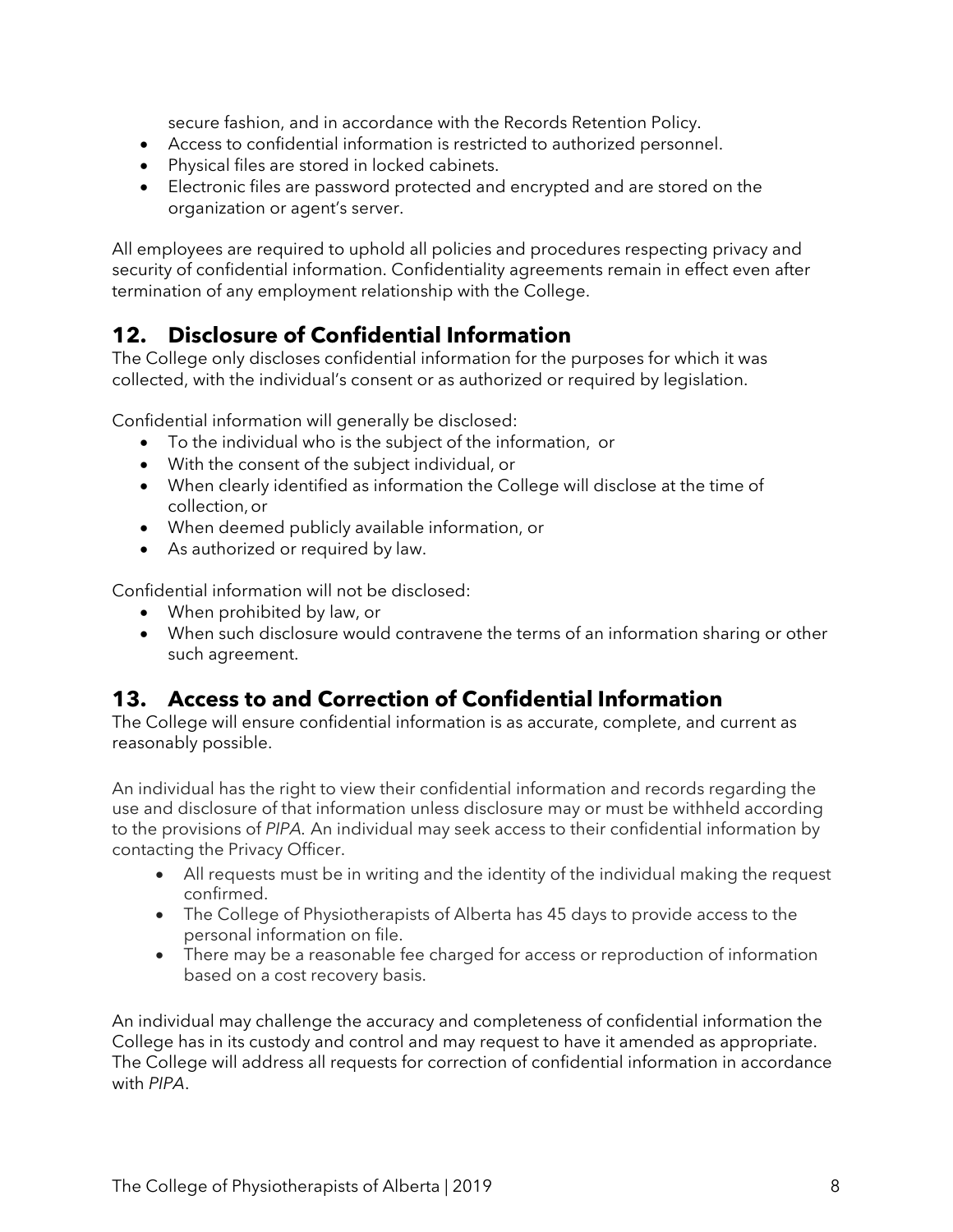secure fashion, and in accordance with the Records Retention Policy.

- Access to confidential information is restricted to authorized personnel.
- Physical files are stored in locked cabinets.
- Electronic files are password protected and encrypted and are stored on the organization or agent's server.

All employees are required to uphold all policies and procedures respecting privacy and security of confidential information. Confidentiality agreements remain in effect even after termination of any employment relationship with the College.

## 12. Disclosure of Confidential Information

The College only discloses confidential information for the purposes for which it was collected, with the individual's consent or as authorized or required by legislation.

Confidential information will generally be disclosed:

- To the individual who is the subject of the information, or
- With the consent of the subject individual, or
- When clearly identified as information the College will disclose at the time of collection, or
- When deemed publicly available information, or
- As authorized or required by law.

Confidential information will not be disclosed:

- When prohibited by law, or
- When such disclosure would contravene the terms of an information sharing or other such agreement.

## 13. Access to and Correction of Confidential Information

The College will ensure confidential information is as accurate, complete, and current as reasonably possible.

An individual has the right to view their confidential information and records regarding the use and disclosure of that information unless disclosure may or must be withheld according to the provisions of *PIPA.* An individual may seek access to their confidential information by contacting the Privacy Officer.

- All requests must be in writing and the identity of the individual making the request confirmed.
- The College of Physiotherapists of Alberta has 45 days to provide access to the personal information on file.
- There may be a reasonable fee charged for access or reproduction of information based on a cost recovery basis.

An individual may challenge the accuracy and completeness of confidential information the College has in its custody and control and may request to have it amended as appropriate. The College will address all requests for correction of confidential information in accordance with *PIPA*.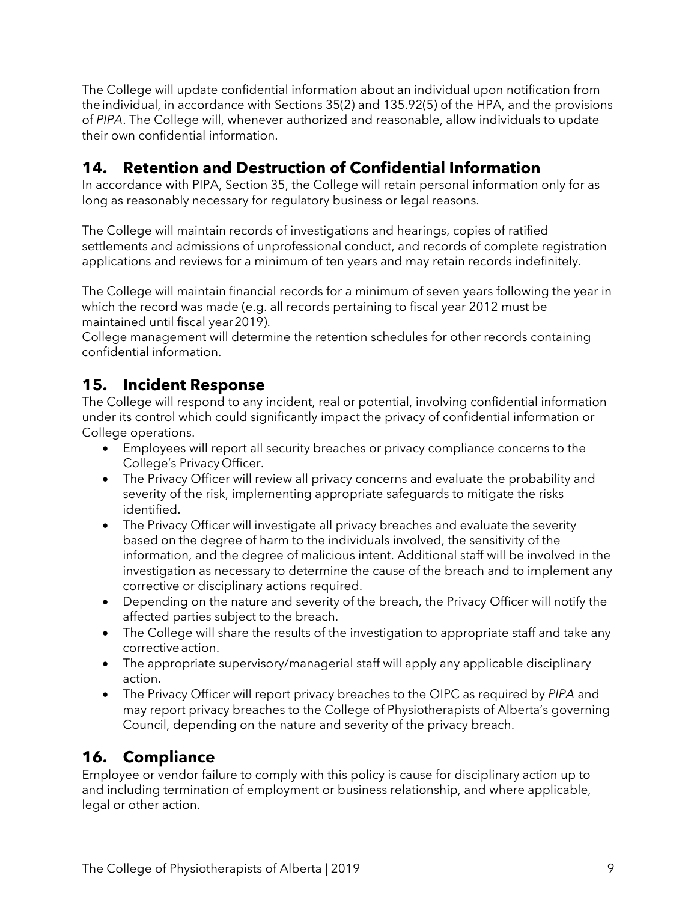The College will update confidential information about an individual upon notification from the individual, in accordance with Sections 35(2) and 135.92(5) of the HPA, and the provisions of *PIPA*. The College will, whenever authorized and reasonable, allow individuals to update their own confidential information.

## 14. Retention and Destruction of Confidential Information

In accordance with PIPA, Section 35, the College will retain personal information only for as long as reasonably necessary for regulatory business or legal reasons.

The College will maintain records of investigations and hearings, copies of ratified settlements and admissions of unprofessional conduct, and records of complete registration applications and reviews for a minimum of ten years and may retain records indefinitely.

The College will maintain financial records for a minimum of seven years following the year in which the record was made (e.g. all records pertaining to fiscal year 2012 must be maintained until fiscal year 2019).
College management will determine the retention schedules for other records containing confidential information.

## 15. Incident Response

The College will respond to any incident, real or potential, involving confidential information under its control which could significantly impact the privacy of confidential information or College operations.

- Employees will report all security breaches or privacy compliance concerns to the College's Privacy Officer.
- The Privacy Officer will review all privacy concerns and evaluate the probability and severity of the risk, implementing appropriate safeguards to mitigate the risks identified.
- The Privacy Officer will investigate all privacy breaches and evaluate the severity based on the degree of harm to the individuals involved, the sensitivity of the information, and the degree of malicious intent. Additional staff will be involved in the investigation as necessary to determine the cause of the breach and to implement any corrective or disciplinary actions required.
- Depending on the nature and severity of the breach, the Privacy Officer will notify the affected parties subject to the breach.
- The College will share the results of the investigation to appropriate staff and take any corrective action.
- The appropriate supervisory/managerial staff will apply any applicable disciplinary action.
- The Privacy Officer will report privacy breaches to the OIPC as required by *PIPA* and may report privacy breaches to the College of Physiotherapists of Alberta's governing Council, depending on the nature and severity of the privacy breach.

## 16. Compliance

Employee or vendor failure to comply with this policy is cause for disciplinary action up to and including termination of employment or business relationship, and where applicable, legal or other action.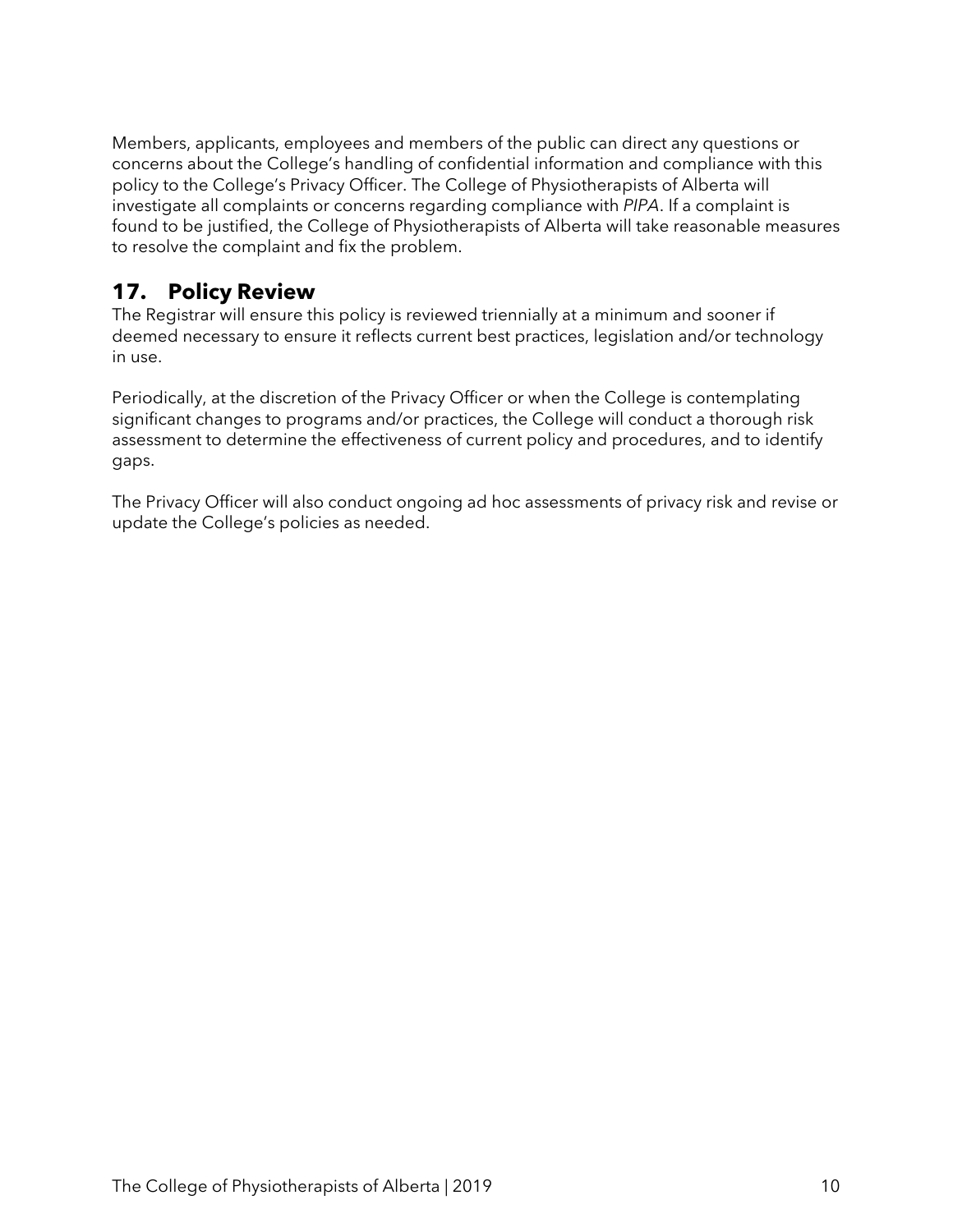Members, applicants, employees and members of the public can direct any questions or concerns about the College's handling of confidential information and compliance with this policy to the College's Privacy Officer. The College of Physiotherapists of Alberta will investigate all complaints or concerns regarding compliance with *PIPA*. If a complaint is found to be justified, the College of Physiotherapists of Alberta will take reasonable measures to resolve the complaint and fix the problem.

## 17. Policy Review

The Registrar will ensure this policy is reviewed triennially at a minimum and sooner if deemed necessary to ensure it reflects current best practices, legislation and/or technology in use.

Periodically, at the discretion of the Privacy Officer or when the College is contemplating significant changes to programs and/or practices, the College will conduct a thorough risk assessment to determine the effectiveness of current policy and procedures, and to identify gaps.

The Privacy Officer will also conduct ongoing ad hoc assessments of privacy risk and revise or update the College's policies as needed.